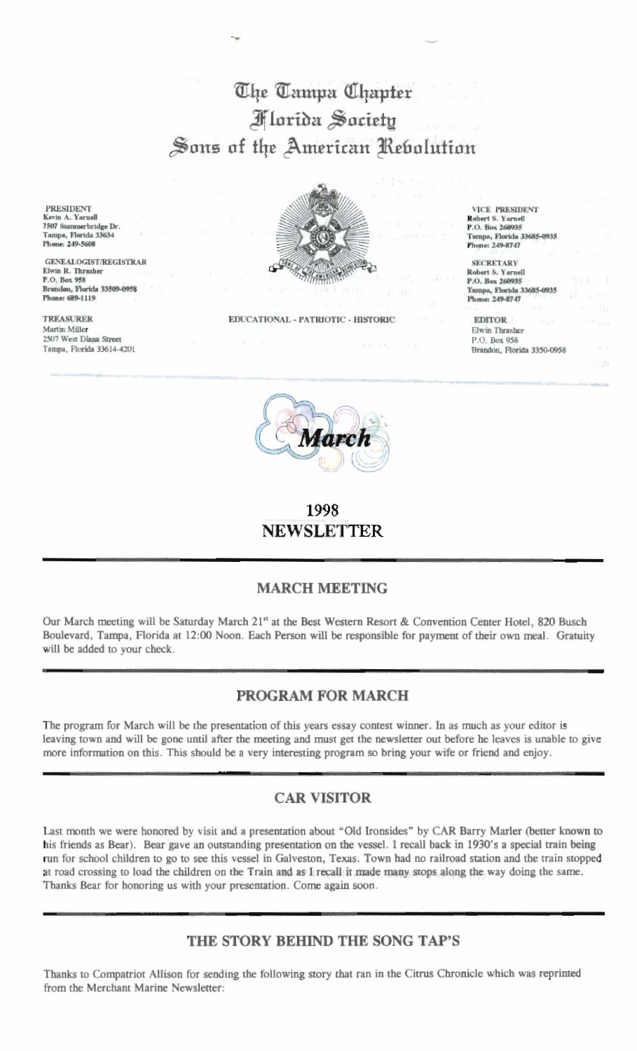# The Tampa Chapter
# Florida Society
# Sons of the American Revolution

**PRESIDENT**
Kevin A. Yarnell
7507 Summerbridge Dr.
Tampa, Florida 33634
Phone: 249-5608

**GENEALOGIST/REGISTRAR**
Elwin R. Thrasher
P.O. Box 958
Brandon, Florida 33509-0958
Phone: 689-1119

**TREASURER**
Martin Miller
2507 West Diana Street
Tampa, Florida 33614-4201

EDUCATIONAL - PATRIOTIC - HISTORIC

**VICE PRESIDENT**
Robert S. Yarnell
P.O. Box 260935
Tampa, Florida 33685-0935
Phone: 249-8747

**SECRETARY**
Robert S. Yarnell
P.O. Box 260935
Tampa, Florida 33685-0935
Phone: 249-8747

**EDITOR**
Elwin Thrasher
P.O. Box 958
Brandon, Florida 3350-0958

*March*

## 1998
## NEWSLETTER

---

### MARCH MEETING

Our March meeting will be Saturday March 21st at the Best Western Resort & Convention Center Hotel, 820 Busch Boulevard, Tampa, Florida at 12:00 Noon. Each Person will be responsible for payment of their own meal. Gratuity will be added to your check.

---

### PROGRAM FOR MARCH

The program for March will be the presentation of this years essay contest winner. In as much as your editor is leaving town and will be gone until after the meeting and must get the newsletter out before he leaves is unable to give more information on this. This should be a very interesting program so bring your wife or friend and enjoy.

---

### CAR VISITOR

Last month we were honored by visit and a presentation about "Old Ironsides" by CAR Barry Marler (better known to his friends as Bear). Bear gave an outstanding presentation on the vessel. I recall back in 1930's a special train being run for school children to go to see this vessel in Galveston, Texas. Town had no railroad station and the train stopped at road crossing to load the children on the Train and as I recall it made many stops along the way doing the same. Thanks Bear for honoring us with your presentation. Come again soon.

---

### THE STORY BEHIND THE SONG TAP'S

Thanks to Compatriot Allison for sending the following story that ran in the Citrus Chronicle which was reprinted from the Merchant Marine Newsletter: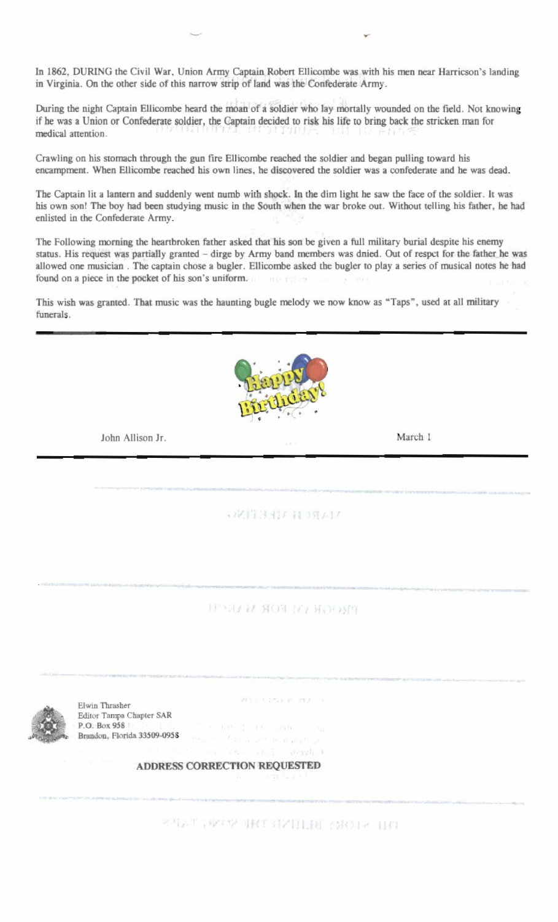In 1862, DURING the Civil War, Union Army Captain Robert Ellicombe was with his men near Harricson's landing in Virginia. On the other side of this narrow strip of land was the Confederate Army.

During the night Captain Ellicombe heard the moan of a soldier who lay mortally wounded on the field. Not knowing if he was a Union or Confederate soldier, the Captain decided to risk his life to bring back the stricken man for medical attention.

Crawling on his stomach through the gun fire Ellicombe reached the soldier and began pulling toward his encampment. When Ellicombe reached his own lines, he discovered the soldier was a confederate and he was dead.

The Captain lit a lantern and suddenly went numb with shock. In the dim light he saw the face of the soldier. It was his own son! The boy had been studying music in the South when the war broke out. Without telling his father, he had enlisted in the Confederate Army.

The Following morning the heartbroken father asked that his son be given a full military burial despite his enemy status. His request was partially granted – dirge by Army band members was dnied. Out of respct for the father he was allowed one musician . The captain chose a bugler. Ellicombe asked the bugler to play a series of musical notes he had found on a piece in the pocket of his son's uniform.

This wish was granted. That music was the haunting bugle melody we now know as "Taps", used at all military funerals.

---

Happy Birthday!

| | |
|---|---|
| John Allison Jr. | March 1 |

---

Elwin Thrasher
Editor Tampa Chapter SAR
P.O. Box 958
Brandon, Florida 33509-0958

**ADDRESS CORRECTION REQUESTED**